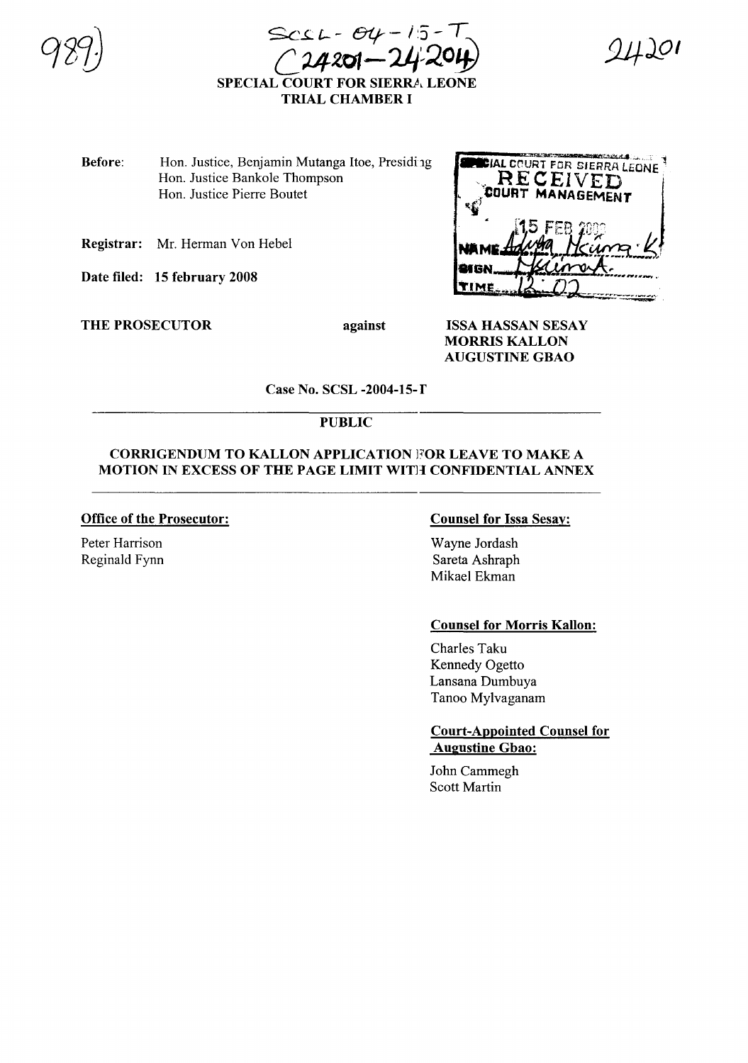SCSL-04-15-T
(24201—24204)

# SPECIAL COURT FOR SIERRA LEONE
## TRIAL CHAMBER I

**Before:** Hon. Justice, Benjamin Mutanga Itoe, Presiding
Hon. Justice Bankole Thompson
Hon. Justice Pierre Boutet

**Registrar:** Mr. Herman Von Hebel

**Date filed:** 15 february 2008

SPECIAL COURT FOR SIERRA LEONE
RECEIVED
COURT MANAGEMENT
15 FEB 2008
NAME Adiya Hcima K
SIGN
TIME 12:02

**THE PROSECUTOR** against **ISSA HASSAN SESAY**
**MORRIS KALLON**
**AUGUSTINE GBAO**

**Case No. SCSL -2004-15-T**

**PUBLIC**

**CORRIGENDUM TO KALLON APPLICATION FOR LEAVE TO MAKE A MOTION IN EXCESS OF THE PAGE LIMIT WITH CONFIDENTIAL ANNEX**

**Office of the Prosecutor:**

Peter Harrison
Reginald Fynn

**Counsel for Issa Sesay:**

Wayne Jordash
Sareta Ashraph
Mikael Ekman

**Counsel for Morris Kallon:**

Charles Taku
Kennedy Ogetto
Lansana Dumbuya
Tanoo Mylvaganam

**Court-Appointed Counsel for Augustine Gbao:**

John Cammegh
Scott Martin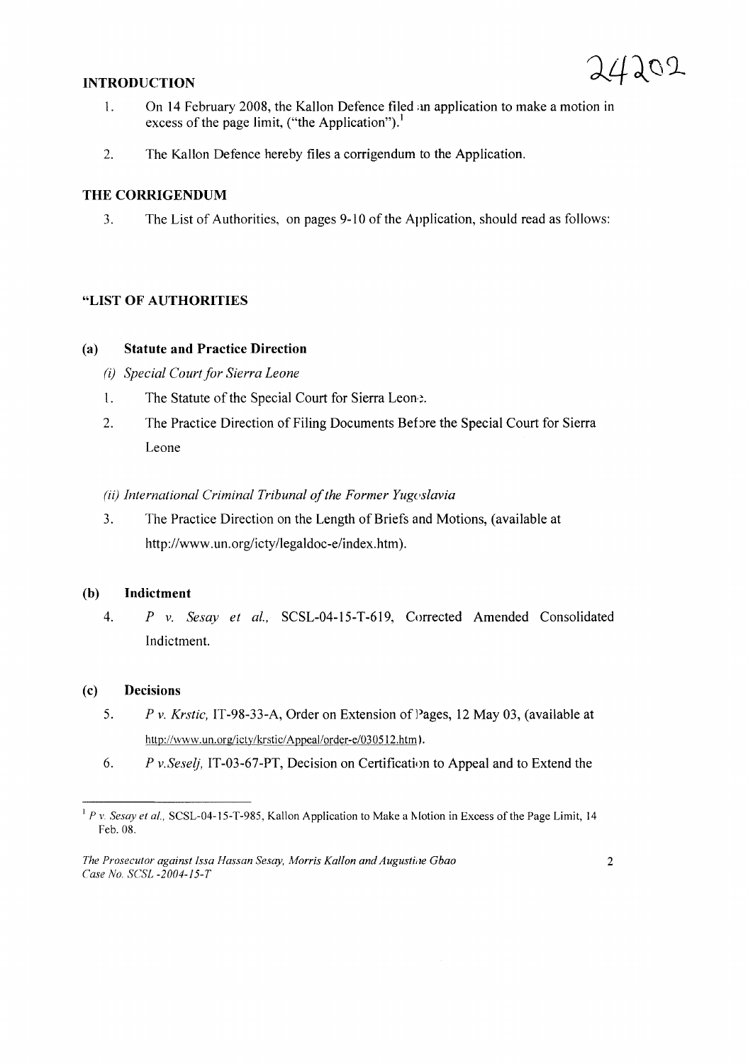24202

## INTRODUCTION

1. On 14 February 2008, the Kallon Defence filed an application to make a motion in excess of the page limit, ("the Application").[1]

2. The Kallon Defence hereby files a corrigendum to the Application.

## THE CORRIGENDUM

3. The List of Authorities, on pages 9-10 of the Application, should read as follows:

## "LIST OF AUTHORITIES

### (a) Statute and Practice Direction

*(i) Special Court for Sierra Leone*

1. The Statute of the Special Court for Sierra Leone.

2. The Practice Direction of Filing Documents Before the Special Court for Sierra Leone

*(ii) International Criminal Tribunal of the Former Yugoslavia*

3. The Practice Direction on the Length of Briefs and Motions, (available at http://www.un.org/icty/legaldoc-e/index.htm).

### (b) Indictment

4. *P v. Sesay et al.,* SCSL-04-15-T-619, Corrected Amended Consolidated Indictment.

### (c) Decisions

5. *P v. Krstic,* IT-98-33-A, Order on Extension of Pages, 12 May 03, (available at http://www.un.org/icty/krstic/Appeal/order-e/030512.htm).

6. *P v.Seselj,* IT-03-67-PT, Decision on Certification to Appeal and to Extend the

---

[1] *P v. Sesay et al.,* SCSL-04-15-T-985, Kallon Application to Make a Motion in Excess of the Page Limit, 14 Feb. 08.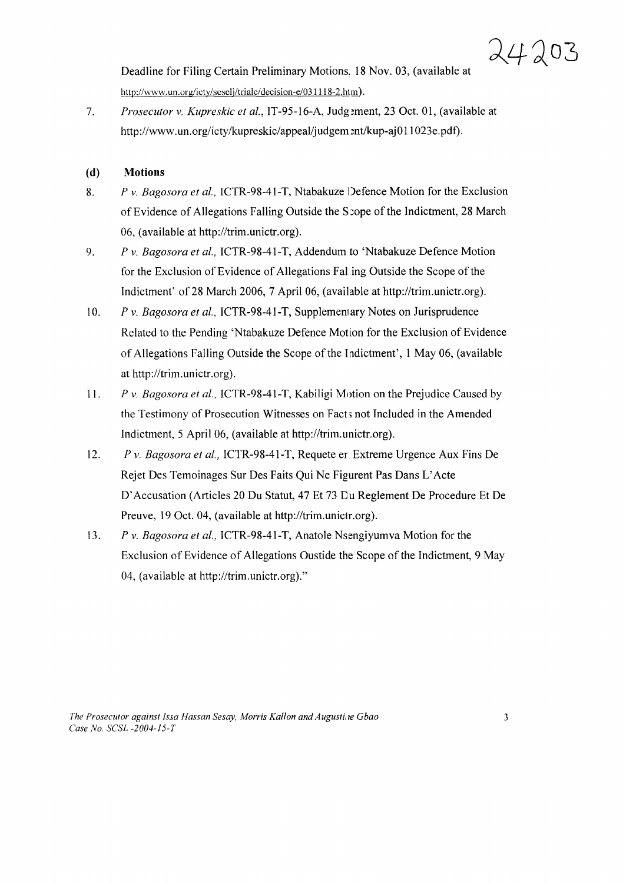Deadline for Filing Certain Preliminary Motions, 18 Nov. 03, (available at http://www.un.org/icty/seselj/trialc/decision-e/031118-2.htm).

7. *Prosecutor v. Kupreskic et al.*, IT-95-16-A, Judgement, 23 Oct. 01, (available at http://www.un.org/icty/kupreskic/appeal/judgement/kup-aj011023e.pdf).

**(d) Motions**

8. *P v. Bagosora et al.*, ICTR-98-41-T, Ntabakuze Defence Motion for the Exclusion of Evidence of Allegations Falling Outside the Scope of the Indictment, 28 March 06, (available at http://trim.unictr.org).

9. *P v. Bagosora et al.*, ICTR-98-41-T, Addendum to 'Ntabakuze Defence Motion for the Exclusion of Evidence of Allegations Falling Outside the Scope of the Indictment' of 28 March 2006, 7 April 06, (available at http://trim.unictr.org).

10. *P v. Bagosora et al.*, ICTR-98-41-T, Supplementary Notes on Jurisprudence Related to the Pending 'Ntabakuze Defence Motion for the Exclusion of Evidence of Allegations Falling Outside the Scope of the Indictment', 1 May 06, (available at http://trim.unictr.org).

11. *P v. Bagosora et al.*, ICTR-98-41-T, Kabiligi Motion on the Prejudice Caused by the Testimony of Prosecution Witnesses on Facts not Included in the Amended Indictment, 5 April 06, (available at http://trim.unictr.org).

12. *P v. Bagosora et al.*, ICTR-98-41-T, Requete en Extreme Urgence Aux Fins De Rejet Des Temoinages Sur Des Faits Qui Ne Figurent Pas Dans L'Acte D'Accusation (Articles 20 Du Statut, 47 Et 73 Du Reglement De Procedure Et De Preuve, 19 Oct. 04, (available at http://trim.unictr.org).

13. *P v. Bagosora et al.*, ICTR-98-41-T, Anatole Nsengiyumva Motion for the Exclusion of Evidence of Allegations Oustide the Scope of the Indictment, 9 May 04, (available at http://trim.unictr.org)."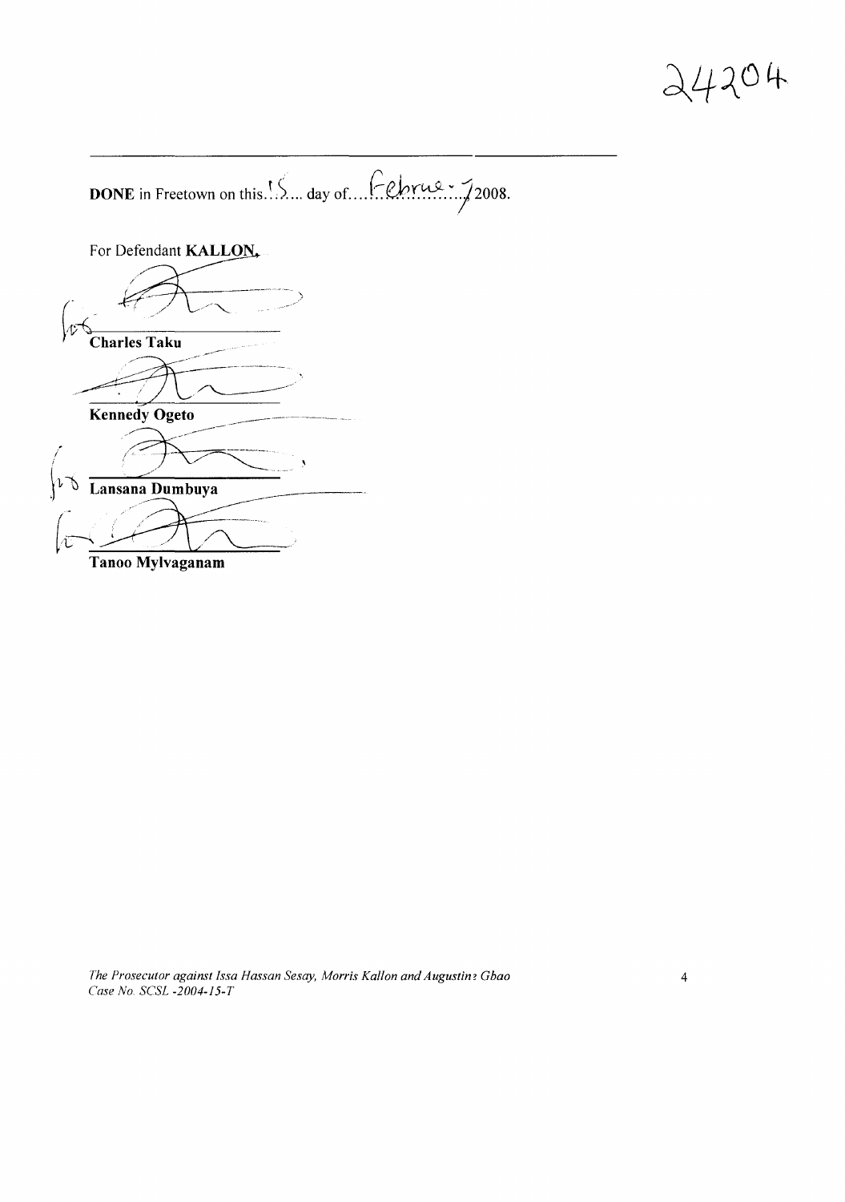**DONE** in Freetown on this 15 day of February 2008.

For Defendant **KALLON,**

**Charles Taku**

**Kennedy Ogeto**

**Lansana Dumbuya**

**Tanoo Mylvaganam**